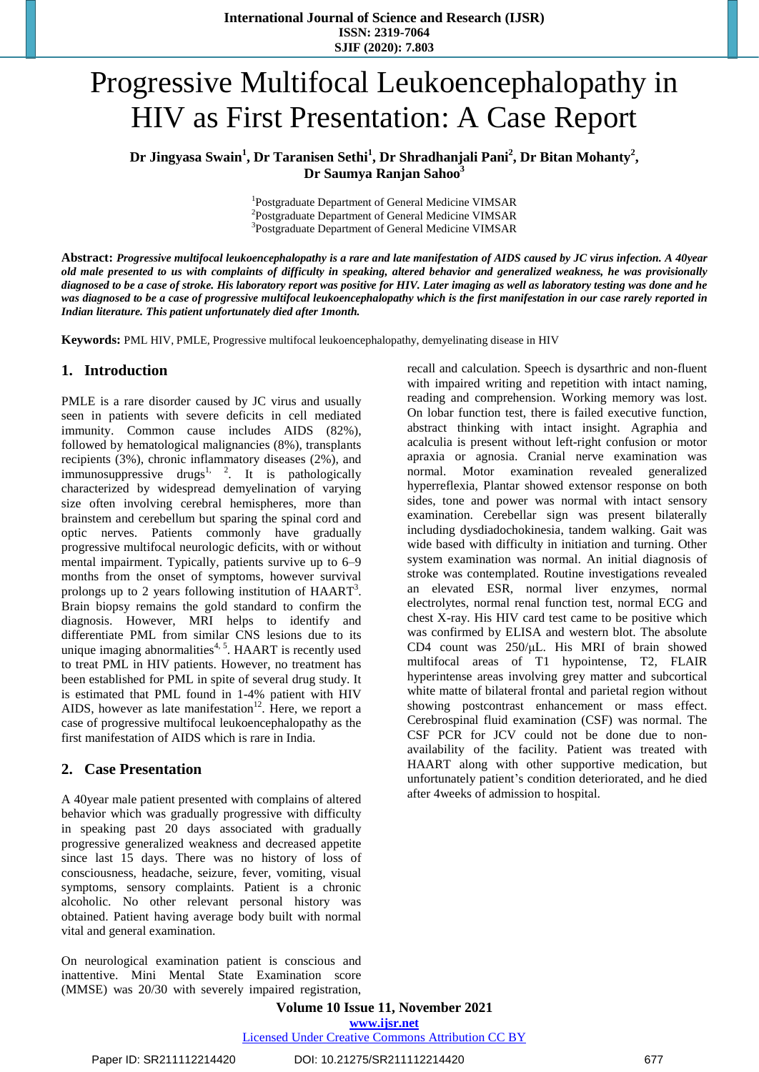# Progressive Multifocal Leukoencephalopathy in HIV as First Presentation: A Case Report

**Dr Jingyasa Swain[1], Dr Taranisen Sethi[1], Dr Shradhanjali Pani[2], Dr Bitan Mohanty[2], Dr Saumya Ranjan Sahoo[3]**

[1]Postgraduate Department of General Medicine VIMSAR
[2]Postgraduate Department of General Medicine VIMSAR
[3]Postgraduate Department of General Medicine VIMSAR

**Abstract:** ***Progressive multifocal leukoencephalopathy is a rare and late manifestation of AIDS caused by JC virus infection. A 40year old male presented to us with complaints of difficulty in speaking, altered behavior and generalized weakness, he was provisionally diagnosed to be a case of stroke. His laboratory report was positive for HIV. Later imaging as well as laboratory testing was done and he was diagnosed to be a case of progressive multifocal leukoencephalopathy which is the first manifestation in our case rarely reported in Indian literature. This patient unfortunately died after 1month.***

**Keywords:** PML HIV, PMLE, Progressive multifocal leukoencephalopathy, demyelinating disease in HIV

## 1. Introduction

PMLE is a rare disorder caused by JC virus and usually seen in patients with severe deficits in cell mediated immunity. Common cause includes AIDS (82%), followed by hematological malignancies (8%), transplants recipients (3%), chronic inflammatory diseases (2%), and immunosuppressive drugs[1, 2]. It is pathologically characterized by widespread demyelination of varying size often involving cerebral hemispheres, more than brainstem and cerebellum but sparing the spinal cord and optic nerves. Patients commonly have gradually progressive multifocal neurologic deficits, with or without mental impairment. Typically, patients survive up to 6–9 months from the onset of symptoms, however survival prolongs up to 2 years following institution of HAART[3]. Brain biopsy remains the gold standard to confirm the diagnosis. However, MRI helps to identify and differentiate PML from similar CNS lesions due to its unique imaging abnormalities[4, 5]. HAART is recently used to treat PML in HIV patients. However, no treatment has been established for PML in spite of several drug study. It is estimated that PML found in 1-4% patient with HIV AIDS, however as late manifestation[12]. Here, we report a case of progressive multifocal leukoencephalopathy as the first manifestation of AIDS which is rare in India.

## 2. Case Presentation

A 40year male patient presented with complains of altered behavior which was gradually progressive with difficulty in speaking past 20 days associated with gradually progressive generalized weakness and decreased appetite since last 15 days. There was no history of loss of consciousness, headache, seizure, fever, vomiting, visual symptoms, sensory complaints. Patient is a chronic alcoholic. No other relevant personal history was obtained. Patient having average body built with normal vital and general examination.

On neurological examination patient is conscious and inattentive. Mini Mental State Examination score (MMSE) was 20/30 with severely impaired registration, recall and calculation. Speech is dysarthric and non-fluent with impaired writing and repetition with intact naming, reading and comprehension. Working memory was lost. On lobar function test, there is failed executive function, abstract thinking with intact insight. Agraphia and acalculia is present without left-right confusion or motor apraxia or agnosia. Cranial nerve examination was normal. Motor examination revealed generalized hyperreflexia, Plantar showed extensor response on both sides, tone and power was normal with intact sensory examination. Cerebellar sign was present bilaterally including dysdiadochokinesia, tandem walking. Gait was wide based with difficulty in initiation and turning. Other system examination was normal. An initial diagnosis of stroke was contemplated. Routine investigations revealed an elevated ESR, normal liver enzymes, normal electrolytes, normal renal function test, normal ECG and chest X-ray. His HIV card test came to be positive which was confirmed by ELISA and western blot. The absolute CD4 count was 250/μL. His MRI of brain showed multifocal areas of T1 hypointense, T2, FLAIR hyperintense areas involving grey matter and subcortical white matte of bilateral frontal and parietal region without showing postcontrast enhancement or mass effect. Cerebrospinal fluid examination (CSF) was normal. The CSF PCR for JCV could not be done due to non-availability of the facility. Patient was treated with HAART along with other supportive medication, but unfortunately patient's condition deteriorated, and he died after 4weeks of admission to hospital.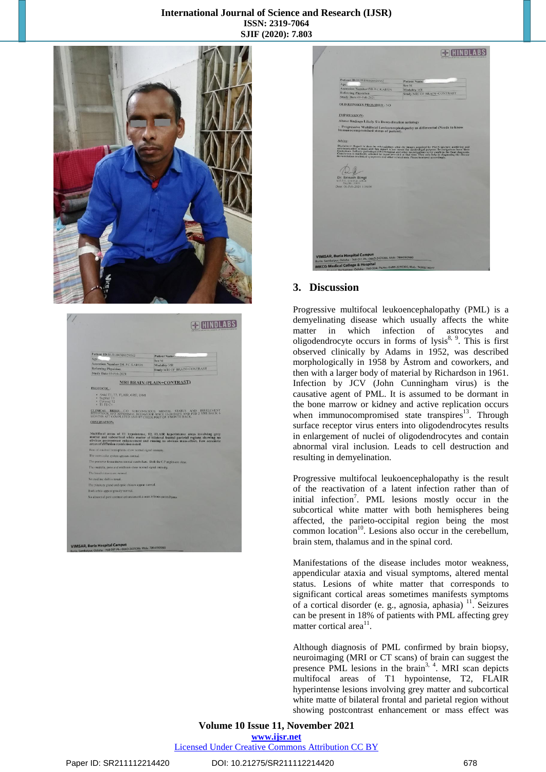## 3. Discussion

Progressive multifocal leukoencephalopathy (PML) is a demyelinating disease which usually affects the white matter in which infection of astrocytes and oligodendrocyte occurs in forms of lysis[8, 9]. This is first observed clinically by Adams in 1952, was described morphologically in 1958 by Åstrom and coworkers, and then with a larger body of material by Richardson in 1961. Infection by JCV (John Cunningham virus) is the causative agent of PML. It is assumed to be dormant in the bone marrow or kidney and active replication occurs when immunocompromised state transpires[13]. Through surface receptor virus enters into oligodendrocytes results in enlargement of nuclei of oligodendrocytes and contain abnormal viral inclusion. Leads to cell destruction and resulting in demyelination.

Progressive multifocal leukoencephalopathy is the result of the reactivation of a latent infection rather than of initial infection[7]. PML lesions mostly occur in the subcortical white matter with both hemispheres being affected, the parieto-occipital region being the most common location[10]. Lesions also occur in the cerebellum, brain stem, thalamus and in the spinal cord.

Manifestations of the disease includes motor weakness, appendicular ataxia and visual symptoms, altered mental status. Lesions of white matter that corresponds to significant cortical areas sometimes manifests symptoms of a cortical disorder (e. g., agnosia, aphasia) [11]. Seizures can be present in 18% of patients with PML affecting grey matter cortical area[11].

Although diagnosis of PML confirmed by brain biopsy, neuroimaging (MRI or CT scans) of brain can suggest the presence PML lesions in the brain[3, 4]. MRI scan depicts multifocal areas of T1 hypointense, T2, FLAIR hyperintense lesions involving grey matter and subcortical white matte of bilateral frontal and parietal region without showing postcontrast enhancement or mass effect was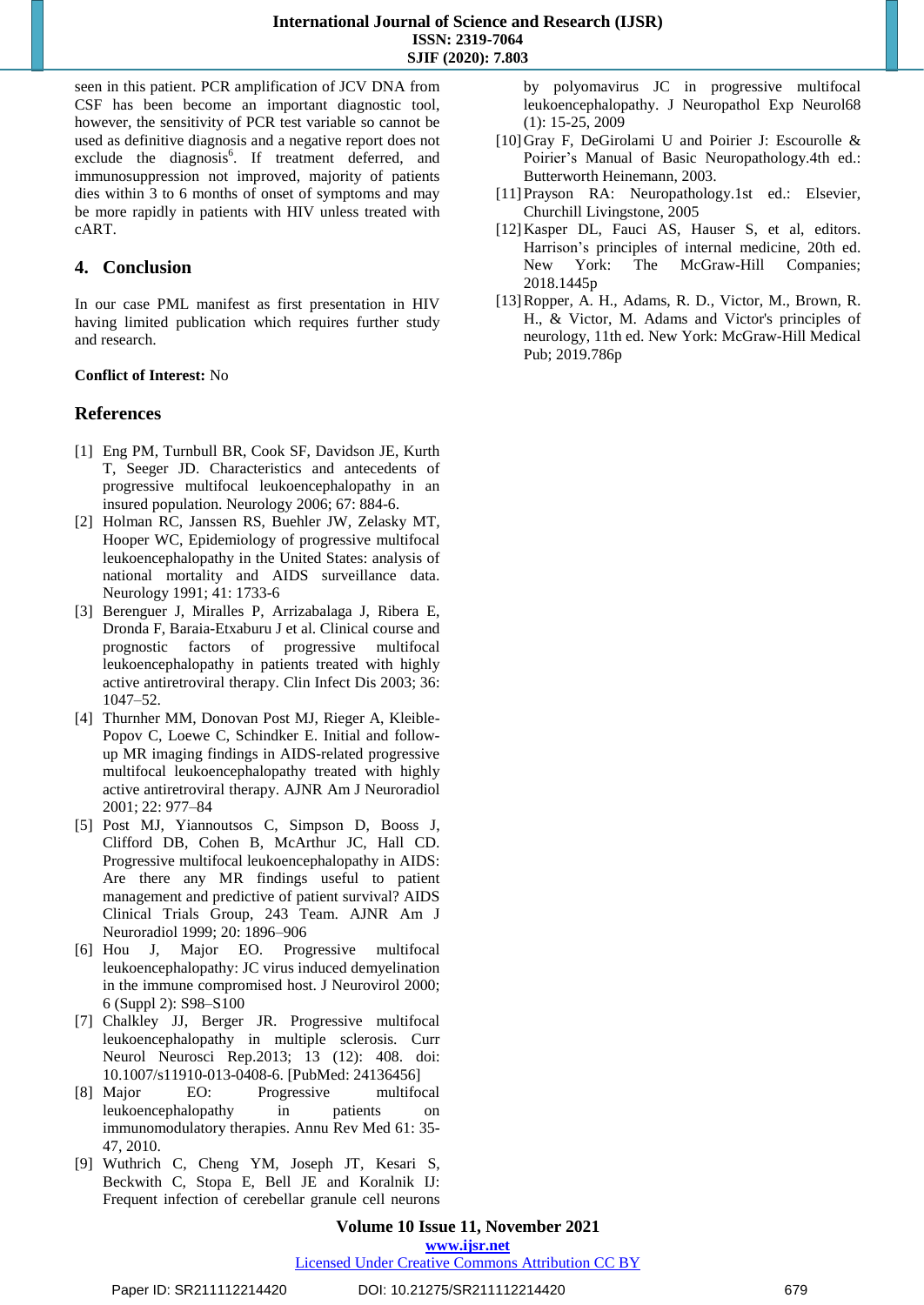seen in this patient. PCR amplification of JCV DNA from CSF has been become an important diagnostic tool, however, the sensitivity of PCR test variable so cannot be used as definitive diagnosis and a negative report does not exclude the diagnosis[6]. If treatment deferred, and immunosuppression not improved, majority of patients dies within 3 to 6 months of onset of symptoms and may be more rapidly in patients with HIV unless treated with cART.

## 4. Conclusion

In our case PML manifest as first presentation in HIV having limited publication which requires further study and research.

**Conflict of Interest:** No

## References

[1] Eng PM, Turnbull BR, Cook SF, Davidson JE, Kurth T, Seeger JD. Characteristics and antecedents of progressive multifocal leukoencephalopathy in an insured population. Neurology 2006; 67: 884-6.

[2] Holman RC, Janssen RS, Buehler JW, Zelasky MT, Hooper WC, Epidemiology of progressive multifocal leukoencephalopathy in the United States: analysis of national mortality and AIDS surveillance data. Neurology 1991; 41: 1733-6

[3] Berenguer J, Miralles P, Arrizabalaga J, Ribera E, Dronda F, Baraia-Etxaburu J et al. Clinical course and prognostic factors of progressive multifocal leukoencephalopathy in patients treated with highly active antiretroviral therapy. Clin Infect Dis 2003; 36: 1047–52.

[4] Thurnher MM, Donovan Post MJ, Rieger A, Kleible-Popov C, Loewe C, Schindker E. Initial and follow-up MR imaging findings in AIDS-related progressive multifocal leukoencephalopathy treated with highly active antiretroviral therapy. AJNR Am J Neuroradiol 2001; 22: 977–84

[5] Post MJ, Yiannoutsos C, Simpson D, Booss J, Clifford DB, Cohen B, McArthur JC, Hall CD. Progressive multifocal leukoencephalopathy in AIDS: Are there any MR findings useful to patient management and predictive of patient survival? AIDS Clinical Trials Group, 243 Team. AJNR Am J Neuroradiol 1999; 20: 1896–906

[6] Hou J, Major EO. Progressive multifocal leukoencephalopathy: JC virus induced demyelination in the immune compromised host. J Neurovirol 2000; 6 (Suppl 2): S98–S100

[7] Chalkley JJ, Berger JR. Progressive multifocal leukoencephalopathy in multiple sclerosis. Curr Neurol Neurosci Rep.2013; 13 (12): 408. doi: 10.1007/s11910-013-0408-6. [PubMed: 24136456]

[8] Major EO: Progressive multifocal leukoencephalopathy in patients on immunomodulatory therapies. Annu Rev Med 61: 35-47, 2010.

[9] Wuthrich C, Cheng YM, Joseph JT, Kesari S, Beckwith C, Stopa E, Bell JE and Koralnik IJ: Frequent infection of cerebellar granule cell neurons by polyomavirus JC in progressive multifocal leukoencephalopathy. J Neuropathol Exp Neurol68 (1): 15-25, 2009

[10] Gray F, DeGirolami U and Poirier J: Escourolle & Poirier's Manual of Basic Neuropathology.4th ed.: Butterworth Heinemann, 2003.

[11] Prayson RA: Neuropathology.1st ed.: Elsevier, Churchill Livingstone, 2005

[12] Kasper DL, Fauci AS, Hauser S, et al, editors. Harrison's principles of internal medicine, 20th ed. New York: The McGraw-Hill Companies; 2018.1445p

[13] Ropper, A. H., Adams, R. D., Victor, M., Brown, R. H., & Victor, M. Adams and Victor's principles of neurology, 11th ed. New York: McGraw-Hill Medical Pub; 2019.786p